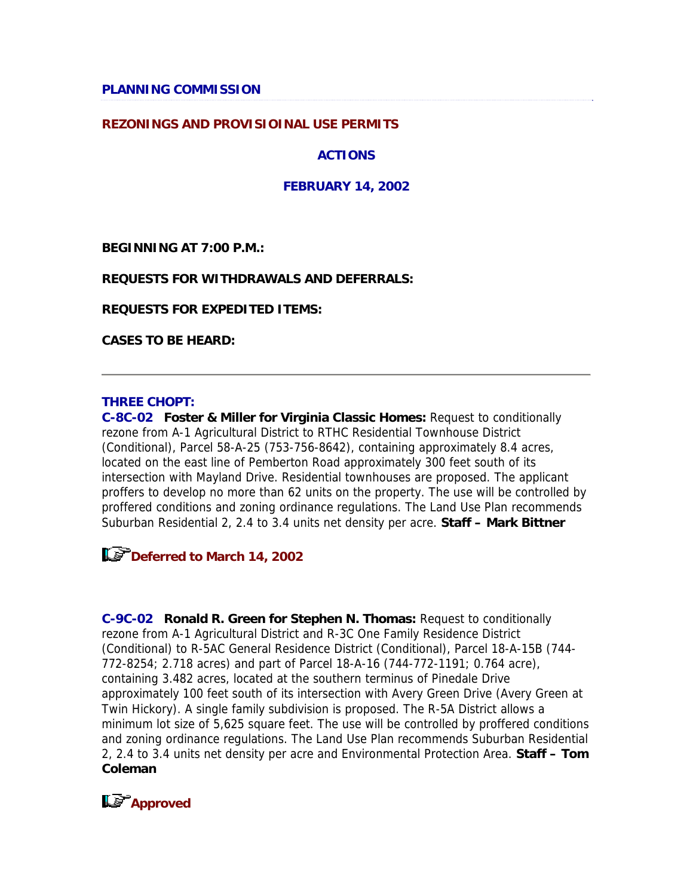## PLANNING COMMISSION

### REZONINGS AND PROVISIOINAL USE PERMITS

### ACTIONS

### FEBRUARY 14, 2002

**BEGINNING AT 7:00 P.M.:**

**REQUESTS FOR WITHDRAWALS AND DEFERRALS:**

**REQUESTS FOR EXPEDITED ITEMS:**

**CASES TO BE HEARD:**

---

**THREE CHOPT:**

**C-8C-02** **Foster & Miller for Virginia Classic Homes:** Request to conditionally rezone from A-1 Agricultural District to RTHC Residential Townhouse District (Conditional), Parcel 58-A-25 (753-756-8642), containing approximately 8.4 acres, located on the east line of Pemberton Road approximately 300 feet south of its intersection with Mayland Drive. Residential townhouses are proposed. The applicant proffers to develop no more than 62 units on the property. The use will be controlled by proffered conditions and zoning ordinance regulations. The Land Use Plan recommends Suburban Residential 2, 2.4 to 3.4 units net density per acre. **Staff – Mark Bittner**

**Deferred to March 14, 2002**

**C-9C-02** **Ronald R. Green for Stephen N. Thomas:** Request to conditionally rezone from A-1 Agricultural District and R-3C One Family Residence District (Conditional) to R-5AC General Residence District (Conditional), Parcel 18-A-15B (744-772-8254; 2.718 acres) and part of Parcel 18-A-16 (744-772-1191; 0.764 acre), containing 3.482 acres, located at the southern terminus of Pinedale Drive approximately 100 feet south of its intersection with Avery Green Drive (Avery Green at Twin Hickory). A single family subdivision is proposed. The R-5A District allows a minimum lot size of 5,625 square feet. The use will be controlled by proffered conditions and zoning ordinance regulations. The Land Use Plan recommends Suburban Residential 2, 2.4 to 3.4 units net density per acre and Environmental Protection Area. **Staff – Tom Coleman**

**Approved**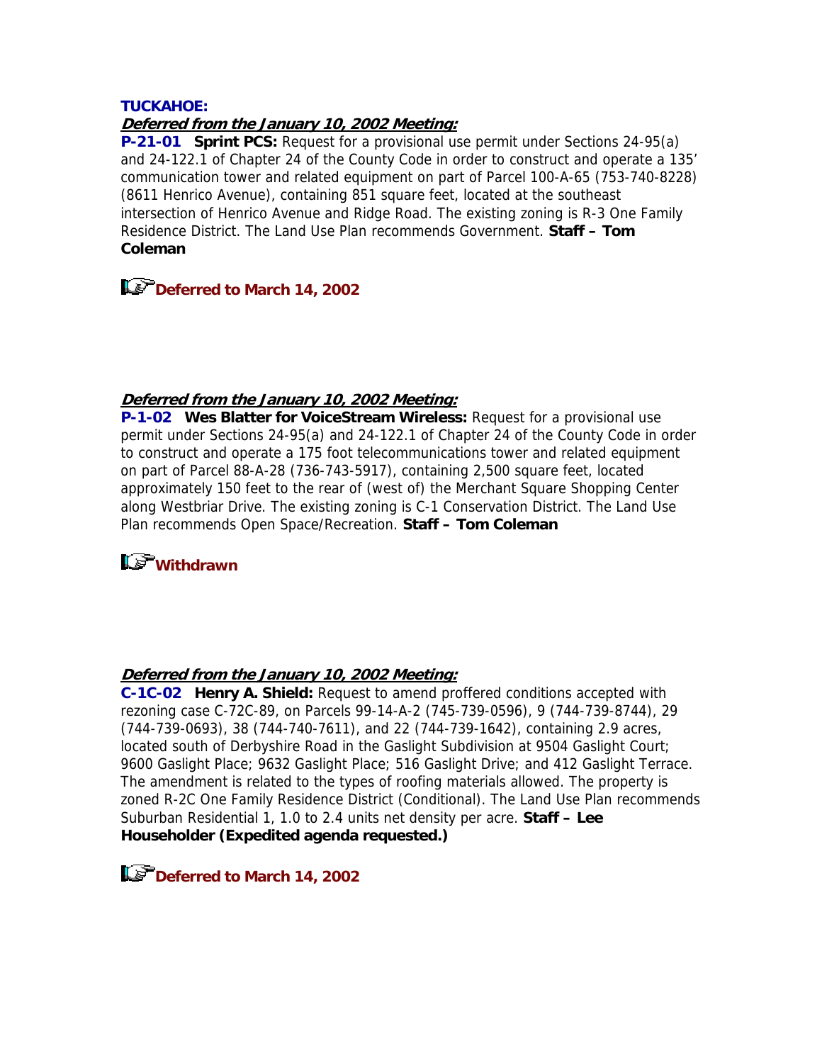**TUCKAHOE:**

***Deferred from the January 10, 2002 Meeting:***

**P-21-01 Sprint PCS:** Request for a provisional use permit under Sections 24-95(a) and 24-122.1 of Chapter 24 of the County Code in order to construct and operate a 135' communication tower and related equipment on part of Parcel 100-A-65 (753-740-8228) (8611 Henrico Avenue), containing 851 square feet, located at the southeast intersection of Henrico Avenue and Ridge Road. The existing zoning is R-3 One Family Residence District. The Land Use Plan recommends Government. **Staff – Tom Coleman**

**Deferred to March 14, 2002**

***Deferred from the January 10, 2002 Meeting:***

**P-1-02 Wes Blatter for VoiceStream Wireless:** Request for a provisional use permit under Sections 24-95(a) and 24-122.1 of Chapter 24 of the County Code in order to construct and operate a 175 foot telecommunications tower and related equipment on part of Parcel 88-A-28 (736-743-5917), containing 2,500 square feet, located approximately 150 feet to the rear of (west of) the Merchant Square Shopping Center along Westbriar Drive. The existing zoning is C-1 Conservation District. The Land Use Plan recommends Open Space/Recreation. **Staff – Tom Coleman**

**Withdrawn**

***Deferred from the January 10, 2002 Meeting:***

**C-1C-02 Henry A. Shield:** Request to amend proffered conditions accepted with rezoning case C-72C-89, on Parcels 99-14-A-2 (745-739-0596), 9 (744-739-8744), 29 (744-739-0693), 38 (744-740-7611), and 22 (744-739-1642), containing 2.9 acres, located south of Derbyshire Road in the Gaslight Subdivision at 9504 Gaslight Court; 9600 Gaslight Place; 9632 Gaslight Place; 516 Gaslight Drive; and 412 Gaslight Terrace. The amendment is related to the types of roofing materials allowed. The property is zoned R-2C One Family Residence District (Conditional). The Land Use Plan recommends Suburban Residential 1, 1.0 to 2.4 units net density per acre. **Staff – Lee Householder (Expedited agenda requested.)**

**Deferred to March 14, 2002**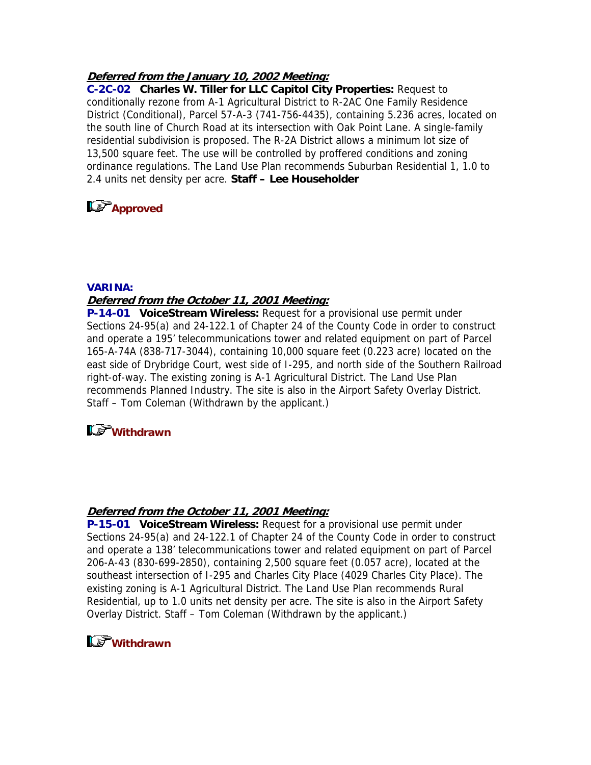***Deferred from the January 10, 2002 Meeting:***

**C-2C-02 Charles W. Tiller for LLC Capitol City Properties:** Request to conditionally rezone from A-1 Agricultural District to R-2AC One Family Residence District (Conditional), Parcel 57-A-3 (741-756-4435), containing 5.236 acres, located on the south line of Church Road at its intersection with Oak Point Lane. A single-family residential subdivision is proposed. The R-2A District allows a minimum lot size of 13,500 square feet. The use will be controlled by proffered conditions and zoning ordinance regulations. The Land Use Plan recommends Suburban Residential 1, 1.0 to 2.4 units net density per acre. **Staff – Lee Householder**

**Approved**

**VARINA:**

***Deferred from the October 11, 2001 Meeting:***

**P-14-01 VoiceStream Wireless:** Request for a provisional use permit under Sections 24-95(a) and 24-122.1 of Chapter 24 of the County Code in order to construct and operate a 195' telecommunications tower and related equipment on part of Parcel 165-A-74A (838-717-3044), containing 10,000 square feet (0.223 acre) located on the east side of Drybridge Court, west side of I-295, and north side of the Southern Railroad right-of-way. The existing zoning is A-1 Agricultural District. The Land Use Plan recommends Planned Industry. The site is also in the Airport Safety Overlay District. Staff – Tom Coleman (Withdrawn by the applicant.)

**Withdrawn**

***Deferred from the October 11, 2001 Meeting:***

**P-15-01 VoiceStream Wireless:** Request for a provisional use permit under Sections 24-95(a) and 24-122.1 of Chapter 24 of the County Code in order to construct and operate a 138' telecommunications tower and related equipment on part of Parcel 206-A-43 (830-699-2850), containing 2,500 square feet (0.057 acre), located at the southeast intersection of I-295 and Charles City Place (4029 Charles City Place). The existing zoning is A-1 Agricultural District. The Land Use Plan recommends Rural Residential, up to 1.0 units net density per acre. The site is also in the Airport Safety Overlay District. Staff – Tom Coleman (Withdrawn by the applicant.)

**Withdrawn**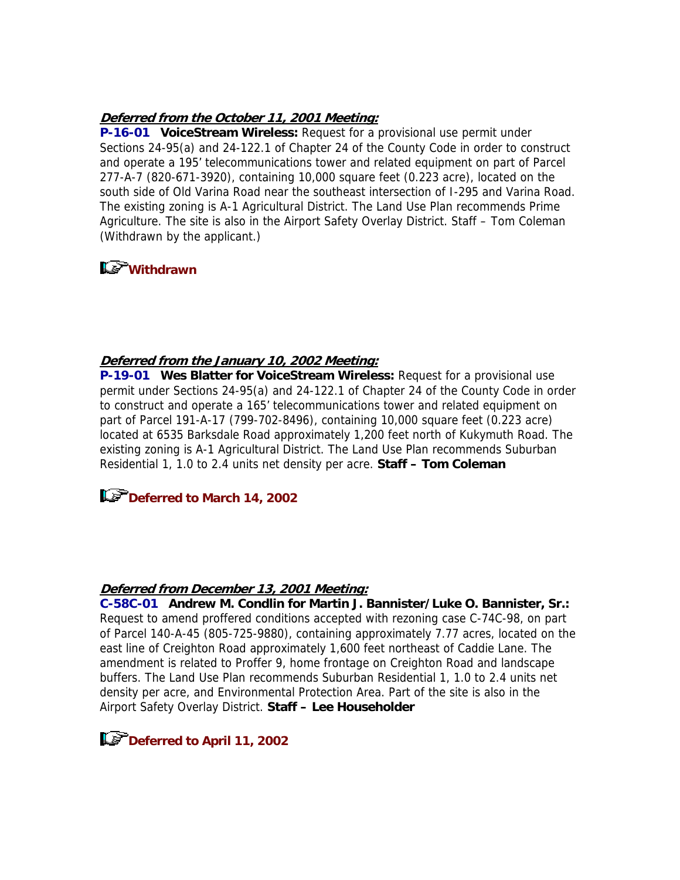***Deferred from the October 11, 2001 Meeting:***

**P-16-01 VoiceStream Wireless:** Request for a provisional use permit under Sections 24-95(a) and 24-122.1 of Chapter 24 of the County Code in order to construct and operate a 195' telecommunications tower and related equipment on part of Parcel 277-A-7 (820-671-3920), containing 10,000 square feet (0.223 acre), located on the south side of Old Varina Road near the southeast intersection of I-295 and Varina Road. The existing zoning is A-1 Agricultural District. The Land Use Plan recommends Prime Agriculture. The site is also in the Airport Safety Overlay District. Staff – Tom Coleman (Withdrawn by the applicant.)

**Withdrawn**

***Deferred from the January 10, 2002 Meeting:***

**P-19-01 Wes Blatter for VoiceStream Wireless:** Request for a provisional use permit under Sections 24-95(a) and 24-122.1 of Chapter 24 of the County Code in order to construct and operate a 165' telecommunications tower and related equipment on part of Parcel 191-A-17 (799-702-8496), containing 10,000 square feet (0.223 acre) located at 6535 Barksdale Road approximately 1,200 feet north of Kukymuth Road. The existing zoning is A-1 Agricultural District. The Land Use Plan recommends Suburban Residential 1, 1.0 to 2.4 units net density per acre. **Staff – Tom Coleman**

**Deferred to March 14, 2002**

***Deferred from December 13, 2001 Meeting:***

**C-58C-01 Andrew M. Condlin for Martin J. Bannister/Luke O. Bannister, Sr.:** Request to amend proffered conditions accepted with rezoning case C-74C-98, on part of Parcel 140-A-45 (805-725-9880), containing approximately 7.77 acres, located on the east line of Creighton Road approximately 1,600 feet northeast of Caddie Lane. The amendment is related to Proffer 9, home frontage on Creighton Road and landscape buffers. The Land Use Plan recommends Suburban Residential 1, 1.0 to 2.4 units net density per acre, and Environmental Protection Area. Part of the site is also in the Airport Safety Overlay District. **Staff – Lee Householder**

**Deferred to April 11, 2002**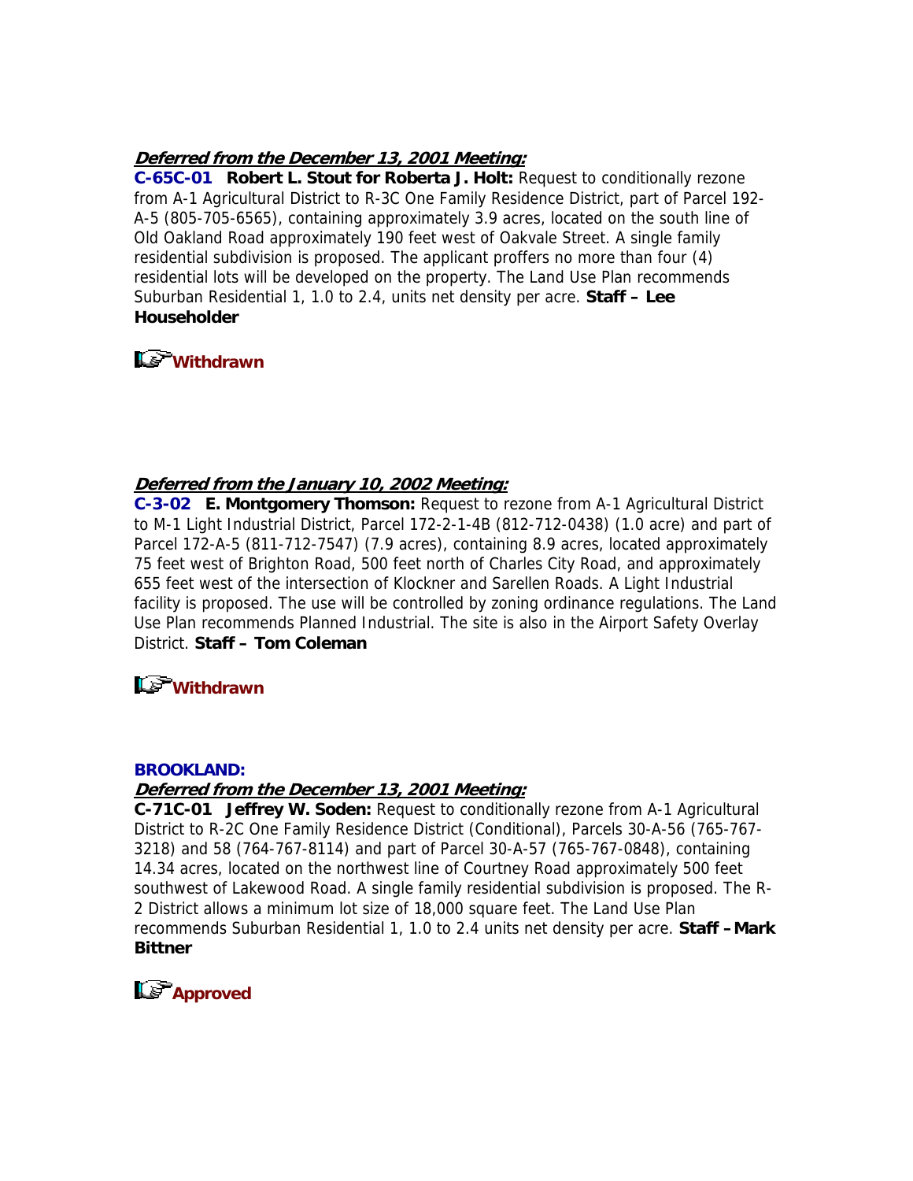***Deferred from the December 13, 2001 Meeting:***

**C-65C-01 Robert L. Stout for Roberta J. Holt:** Request to conditionally rezone from A-1 Agricultural District to R-3C One Family Residence District, part of Parcel 192-A-5 (805-705-6565), containing approximately 3.9 acres, located on the south line of Old Oakland Road approximately 190 feet west of Oakvale Street. A single family residential subdivision is proposed. The applicant proffers no more than four (4) residential lots will be developed on the property. The Land Use Plan recommends Suburban Residential 1, 1.0 to 2.4, units net density per acre. **Staff – Lee Householder**

**Withdrawn**

***Deferred from the January 10, 2002 Meeting:***

**C-3-02 E. Montgomery Thomson:** Request to rezone from A-1 Agricultural District to M-1 Light Industrial District, Parcel 172-2-1-4B (812-712-0438) (1.0 acre) and part of Parcel 172-A-5 (811-712-7547) (7.9 acres), containing 8.9 acres, located approximately 75 feet west of Brighton Road, 500 feet north of Charles City Road, and approximately 655 feet west of the intersection of Klockner and Sarellen Roads. A Light Industrial facility is proposed. The use will be controlled by zoning ordinance regulations. The Land Use Plan recommends Planned Industrial. The site is also in the Airport Safety Overlay District. **Staff – Tom Coleman**

**Withdrawn**

**BROOKLAND:**

***Deferred from the December 13, 2001 Meeting:***

**C-71C-01 Jeffrey W. Soden:** Request to conditionally rezone from A-1 Agricultural District to R-2C One Family Residence District (Conditional), Parcels 30-A-56 (765-767-3218) and 58 (764-767-8114) and part of Parcel 30-A-57 (765-767-0848), containing 14.34 acres, located on the northwest line of Courtney Road approximately 500 feet southwest of Lakewood Road. A single family residential subdivision is proposed. The R-2 District allows a minimum lot size of 18,000 square feet. The Land Use Plan recommends Suburban Residential 1, 1.0 to 2.4 units net density per acre. **Staff – Mark Bittner**

**Approved**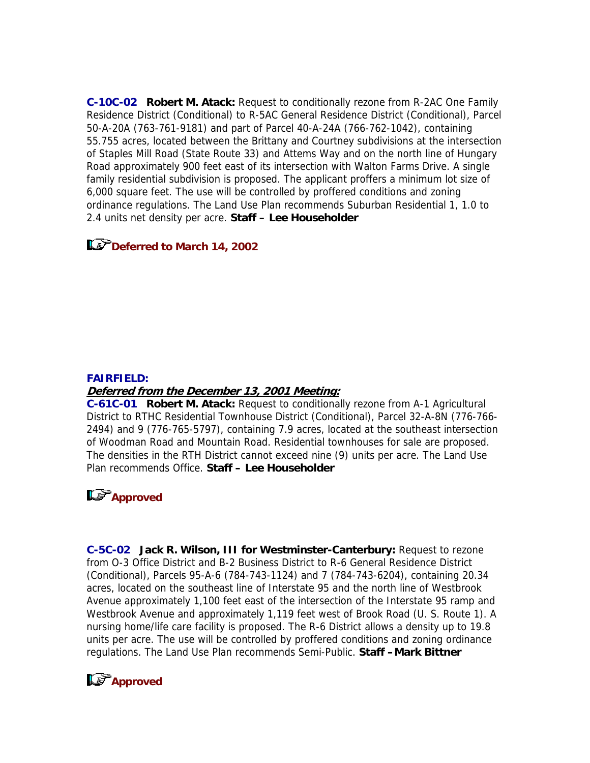**C-10C-02 Robert M. Atack:** Request to conditionally rezone from R-2AC One Family Residence District (Conditional) to R-5AC General Residence District (Conditional), Parcel 50-A-20A (763-761-9181) and part of Parcel 40-A-24A (766-762-1042), containing 55.755 acres, located between the Brittany and Courtney subdivisions at the intersection of Staples Mill Road (State Route 33) and Attems Way and on the north line of Hungary Road approximately 900 feet east of its intersection with Walton Farms Drive. A single family residential subdivision is proposed. The applicant proffers a minimum lot size of 6,000 square feet. The use will be controlled by proffered conditions and zoning ordinance regulations. The Land Use Plan recommends Suburban Residential 1, 1.0 to 2.4 units net density per acre. **Staff – Lee Householder**

**Deferred to March 14, 2002**

**FAIRFIELD:**

***Deferred from the December 13, 2001 Meeting:***

**C-61C-01 Robert M. Atack:** Request to conditionally rezone from A-1 Agricultural District to RTHC Residential Townhouse District (Conditional), Parcel 32-A-8N (776-766-2494) and 9 (776-765-5797), containing 7.9 acres, located at the southeast intersection of Woodman Road and Mountain Road. Residential townhouses for sale are proposed. The densities in the RTH District cannot exceed nine (9) units per acre. The Land Use Plan recommends Office. **Staff – Lee Householder**

**Approved**

**C-5C-02 Jack R. Wilson, III for Westminster-Canterbury:** Request to rezone from O-3 Office District and B-2 Business District to R-6 General Residence District (Conditional), Parcels 95-A-6 (784-743-1124) and 7 (784-743-6204), containing 20.34 acres, located on the southeast line of Interstate 95 and the north line of Westbrook Avenue approximately 1,100 feet east of the intersection of the Interstate 95 ramp and Westbrook Avenue and approximately 1,119 feet west of Brook Road (U. S. Route 1). A nursing home/life care facility is proposed. The R-6 District allows a density up to 19.8 units per acre. The use will be controlled by proffered conditions and zoning ordinance regulations. The Land Use Plan recommends Semi-Public. **Staff – Mark Bittner**

**Approved**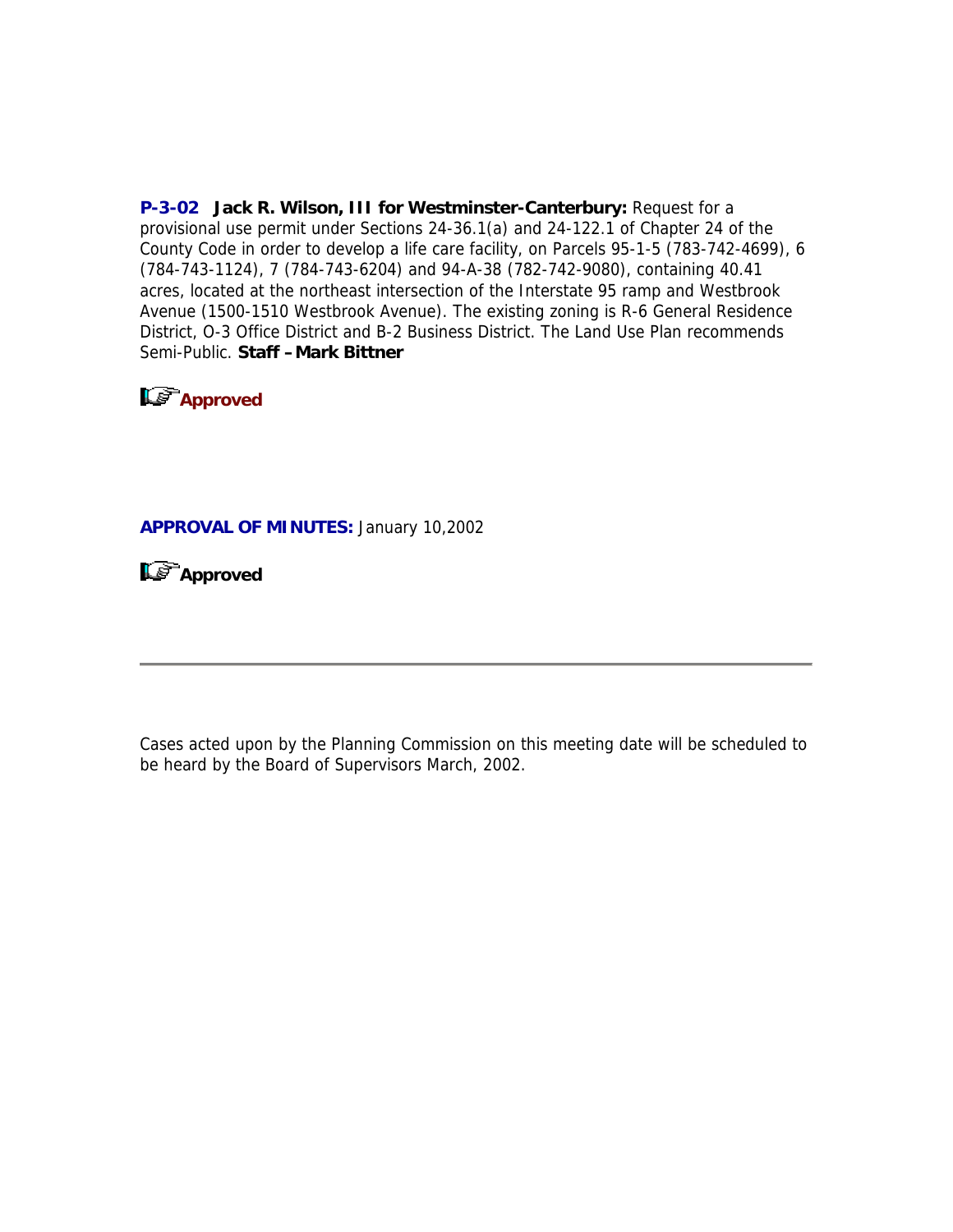**P-3-02 Jack R. Wilson, III for Westminster-Canterbury:** Request for a provisional use permit under Sections 24-36.1(a) and 24-122.1 of Chapter 24 of the County Code in order to develop a life care facility, on Parcels 95-1-5 (783-742-4699), 6 (784-743-1124), 7 (784-743-6204) and 94-A-38 (782-742-9080), containing 40.41 acres, located at the northeast intersection of the Interstate 95 ramp and Westbrook Avenue (1500-1510 Westbrook Avenue). The existing zoning is R-6 General Residence District, O-3 Office District and B-2 Business District. The Land Use Plan recommends Semi-Public. **Staff – Mark Bittner**

**Approved**

**APPROVAL OF MINUTES:** January 10,2002

**Approved**

---

Cases acted upon by the Planning Commission on this meeting date will be scheduled to be heard by the Board of Supervisors March, 2002.